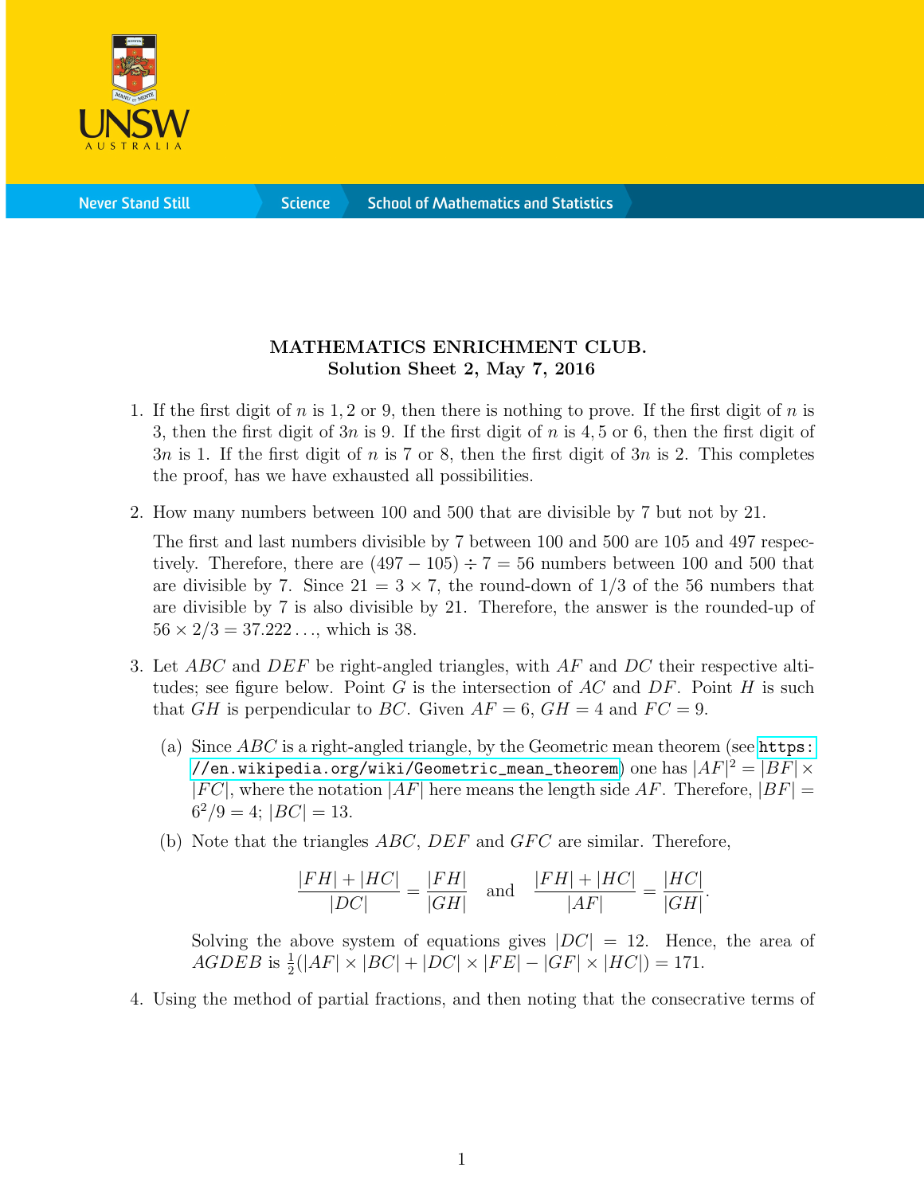MATHEMATICS ENRICHMENT CLUB.
**Solution Sheet 2, May 7, 2016**

1. If the first digit of $n$ is $1, 2$ or $9$, then there is nothing to prove. If the first digit of $n$ is $3$, then the first digit of $3n$ is $9$. If the first digit of $n$ is $4, 5$ or $6$, then the first digit of $3n$ is $1$. If the first digit of $n$ is $7$ or $8$, then the first digit of $3n$ is $2$. This completes the proof, has we have exhausted all possibilities.

2. How many numbers between 100 and 500 that are divisible by 7 but not by 21.

   The first and last numbers divisible by 7 between 100 and 500 are 105 and 497 respectively. Therefore, there are $(497 - 105) \div 7 = 56$ numbers between 100 and 500 that are divisible by 7. Since $21 = 3 \times 7$, the round-down of $1/3$ of the 56 numbers that are divisible by 7 is also divisible by 21. Therefore, the answer is the rounded-up of $56 \times 2/3 = 37.222\ldots$, which is 38.

3. Let $ABC$ and $DEF$ be right-angled triangles, with $AF$ and $DC$ their respective altitudes; see figure below. Point $G$ is the intersection of $AC$ and $DF$. Point $H$ is such that $GH$ is perpendicular to $BC$. Given $AF = 6$, $GH = 4$ and $FC = 9$.

   (a) Since $ABC$ is a right-angled triangle, by the Geometric mean theorem (see https://en.wikipedia.org/wiki/Geometric_mean_theorem) one has $|AF|^2 = |BF| \times |FC|$, where the notation $|AF|$ here means the length side $AF$. Therefore, $|BF| = 6^2/9 = 4$; $|BC| = 13$.

   (b) Note that the triangles $ABC$, $DEF$ and $GFC$ are similar. Therefore,

   $$\frac{|FH| + |HC|}{|DC|} = \frac{|FH|}{|GH|} \quad \text{and} \quad \frac{|FH| + |HC|}{|AF|} = \frac{|HC|}{|GH|}.$$

   Solving the above system of equations gives $|DC| = 12$. Hence, the area of $AGDEB$ is $\frac{1}{2}(|AF| \times |BC| + |DC| \times |FE| - |GF| \times |HC|) = 171$.

4. Using the method of partial fractions, and then noting that the consecrative terms of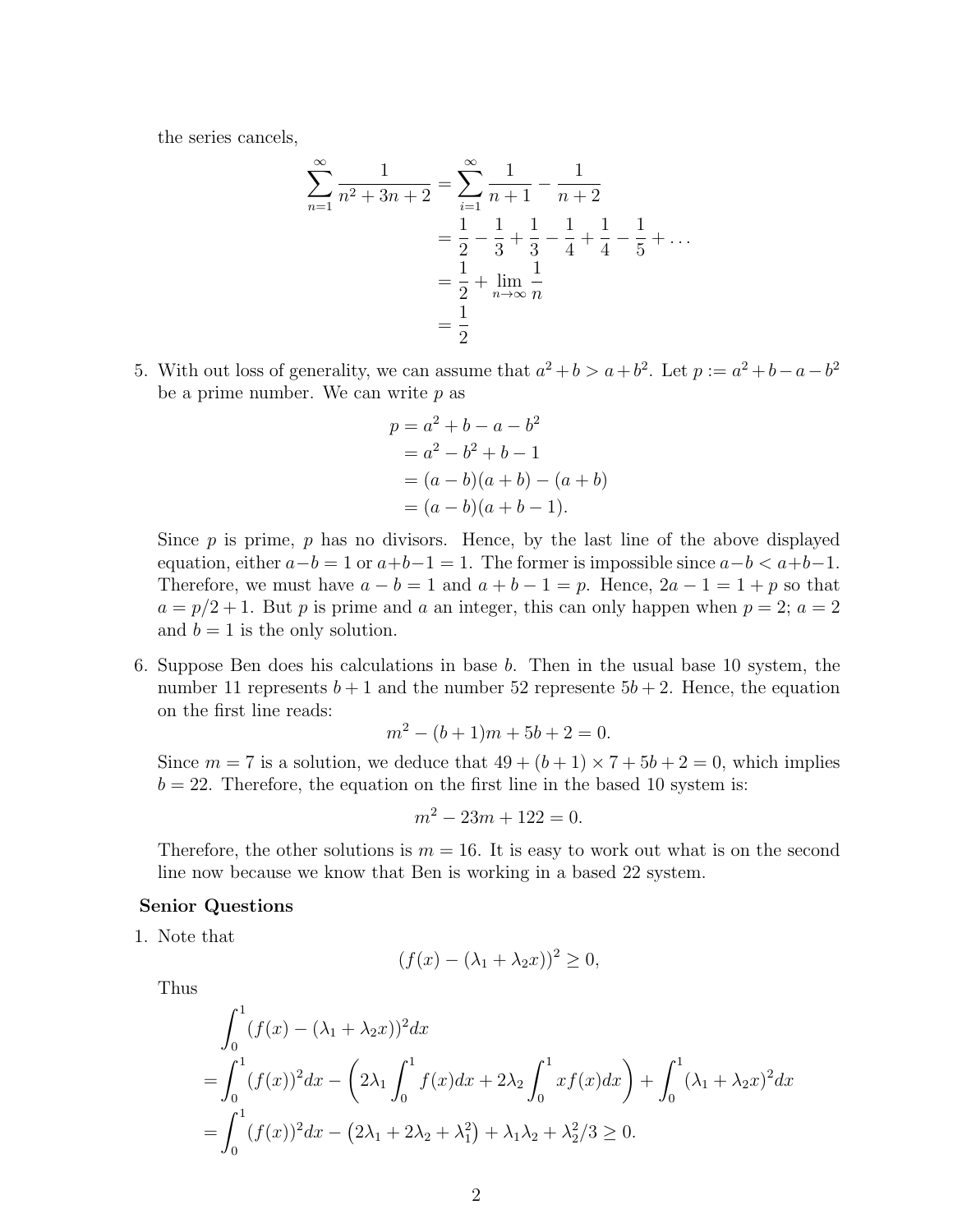the series cancels,

$$
\begin{aligned}
\sum_{n=1}^{\infty} \frac{1}{n^2+3n+2} &= \sum_{i=1}^{\infty} \frac{1}{n+1} - \frac{1}{n+2} \\
&= \frac{1}{2} - \frac{1}{3} + \frac{1}{3} - \frac{1}{4} + \frac{1}{4} - \frac{1}{5} + \dots \\
&= \frac{1}{2} + \lim_{n\to\infty} \frac{1}{n} \\
&= \frac{1}{2}
\end{aligned}
$$

5. With out loss of generality, we can assume that $a^2 + b > a + b^2$. Let $p := a^2 + b - a - b^2$ be a prime number. We can write $p$ as

$$
\begin{aligned}
p &= a^2 + b - a - b^2 \\
&= a^2 - b^2 + b - 1 \\
&= (a-b)(a+b) - (a+b) \\
&= (a-b)(a+b-1).
\end{aligned}
$$

Since $p$ is prime, $p$ has no divisors. Hence, by the last line of the above displayed equation, either $a-b=1$ or $a+b-1=1$. The former is impossible since $a-b < a+b-1$. Therefore, we must have $a-b=1$ and $a+b-1=p$. Hence, $2a-1 = 1+p$ so that $a = p/2+1$. But $p$ is prime and $a$ an integer, this can only happen when $p=2$; $a=2$ and $b=1$ is the only solution.

6. Suppose Ben does his calculations in base $b$. Then in the usual base 10 system, the number 11 represents $b+1$ and the number 52 represente $5b+2$. Hence, the equation on the first line reads:

$$m^2 - (b+1)m + 5b + 2 = 0.$$

Since $m=7$ is a solution, we deduce that $49 + (b+1) \times 7 + 5b + 2 = 0$, which implies $b = 22$. Therefore, the equation on the first line in the based 10 system is:

$$m^2 - 23m + 122 = 0.$$

Therefore, the other solutions is $m = 16$. It is easy to work out what is on the second line now because we know that Ben is working in a based 22 system.

**Senior Questions**

1. Note that

$$(f(x) - (\lambda_1 + \lambda_2 x))^2 \geq 0,$$

Thus

$$
\begin{aligned}
&\int_0^1 (f(x) - (\lambda_1 + \lambda_2 x))^2 dx \\
&= \int_0^1 (f(x))^2 dx - \left(2\lambda_1 \int_0^1 f(x)dx + 2\lambda_2 \int_0^1 x f(x)dx\right) + \int_0^1 (\lambda_1 + \lambda_2 x)^2 dx \\
&= \int_0^1 (f(x))^2 dx - \left(2\lambda_1 + 2\lambda_2 + \lambda_1^2\right) + \lambda_1\lambda_2 + \lambda_2^2/3 \geq 0.
\end{aligned}
$$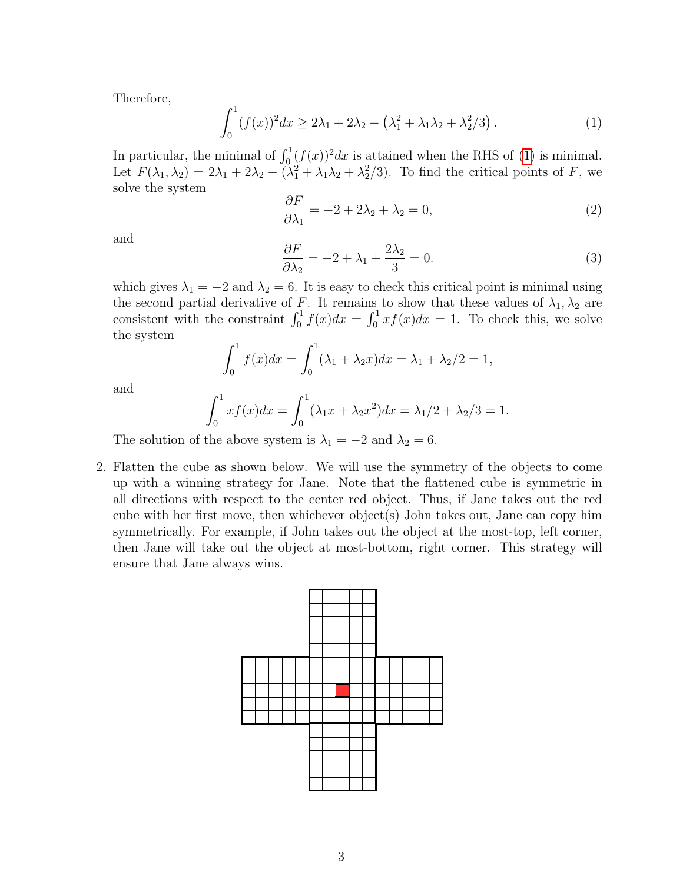Therefore,

$$\int_0^1 (f(x))^2 dx \geq 2\lambda_1 + 2\lambda_2 - \left(\lambda_1^2 + \lambda_1\lambda_2 + \lambda_2^2/3\right). \tag{1}$$

In particular, the minimal of $\int_0^1 (f(x))^2 dx$ is attained when the RHS of (1) is minimal. Let $F(\lambda_1, \lambda_2) = 2\lambda_1 + 2\lambda_2 - (\lambda_1^2 + \lambda_1\lambda_2 + \lambda_2^2/3)$. To find the critical points of $F$, we solve the system

$$\frac{\partial F}{\partial \lambda_1} = -2 + 2\lambda_2 + \lambda_2 = 0, \tag{2}$$

and

$$\frac{\partial F}{\partial \lambda_2} = -2 + \lambda_1 + \frac{2\lambda_2}{3} = 0. \tag{3}$$

which gives $\lambda_1 = -2$ and $\lambda_2 = 6$. It is easy to check this critical point is minimal using the second partial derivative of $F$. It remains to show that these values of $\lambda_1, \lambda_2$ are consistent with the constraint $\int_0^1 f(x)dx = \int_0^1 xf(x)dx = 1$. To check this, we solve the system

$$\int_0^1 f(x)dx = \int_0^1 (\lambda_1 + \lambda_2 x)dx = \lambda_1 + \lambda_2/2 = 1,$$

and

$$\int_0^1 xf(x)dx = \int_0^1 (\lambda_1 x + \lambda_2 x^2)dx = \lambda_1/2 + \lambda_2/3 = 1.$$

The solution of the above system is $\lambda_1 = -2$ and $\lambda_2 = 6$.

2. Flatten the cube as shown below. We will use the symmetry of the objects to come up with a winning strategy for Jane. Note that the flattened cube is symmetric in all directions with respect to the center red object. Thus, if Jane takes out the red cube with her first move, then whichever object(s) John takes out, Jane can copy him symmetrically. For example, if John takes out the object at the most-top, left corner, then Jane will take out the object at most-bottom, right corner. This strategy will ensure that Jane always wins.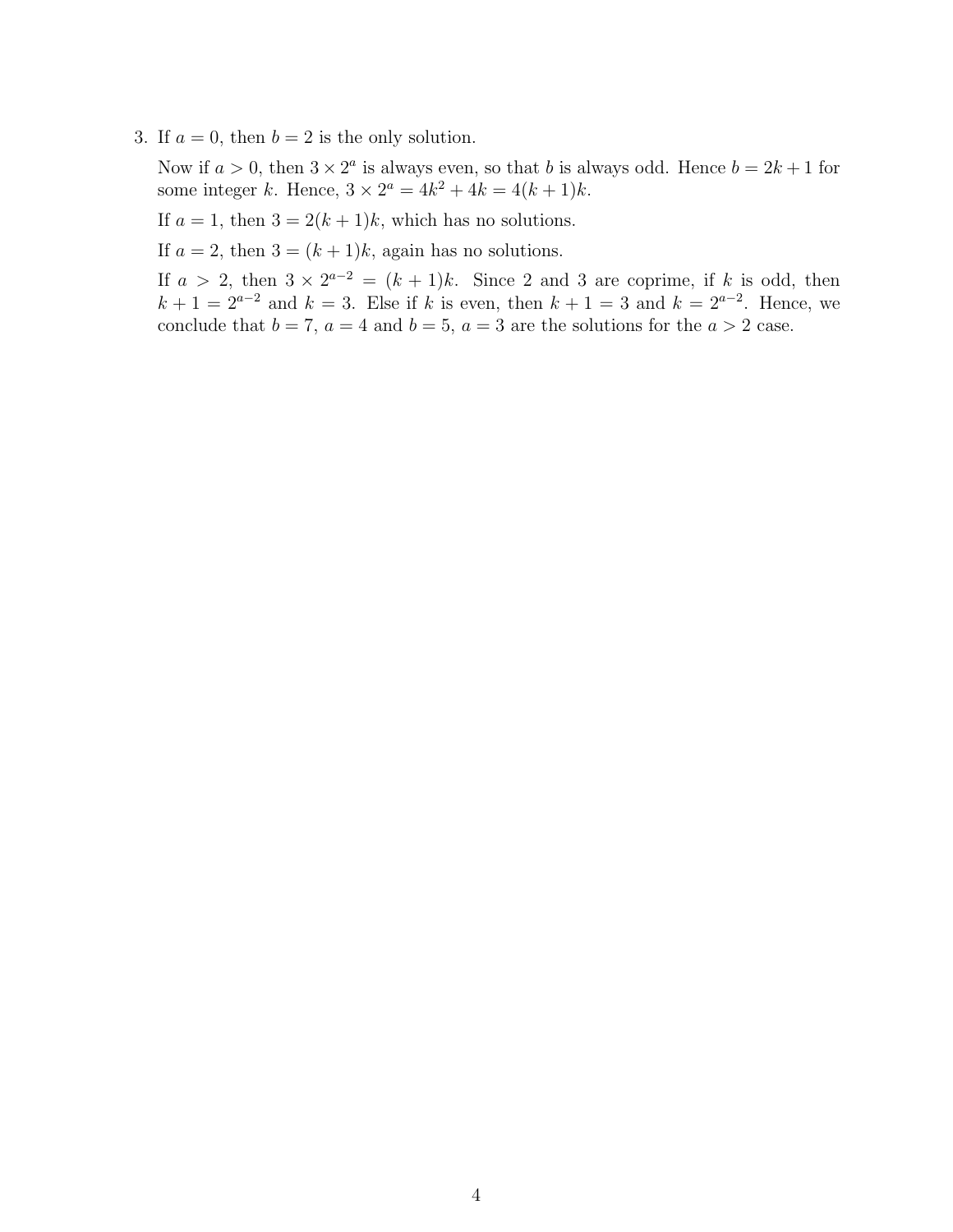3. If $a = 0$, then $b = 2$ is the only solution.

   Now if $a > 0$, then $3 \times 2^a$ is always even, so that $b$ is always odd. Hence $b = 2k + 1$ for some integer $k$. Hence, $3 \times 2^a = 4k^2 + 4k = 4(k + 1)k$.

   If $a = 1$, then $3 = 2(k + 1)k$, which has no solutions.

   If $a = 2$, then $3 = (k + 1)k$, again has no solutions.

   If $a > 2$, then $3 \times 2^{a-2} = (k + 1)k$. Since 2 and 3 are coprime, if $k$ is odd, then $k + 1 = 2^{a-2}$ and $k = 3$. Else if $k$ is even, then $k + 1 = 3$ and $k = 2^{a-2}$. Hence, we conclude that $b = 7$, $a = 4$ and $b = 5$, $a = 3$ are the solutions for the $a > 2$ case.